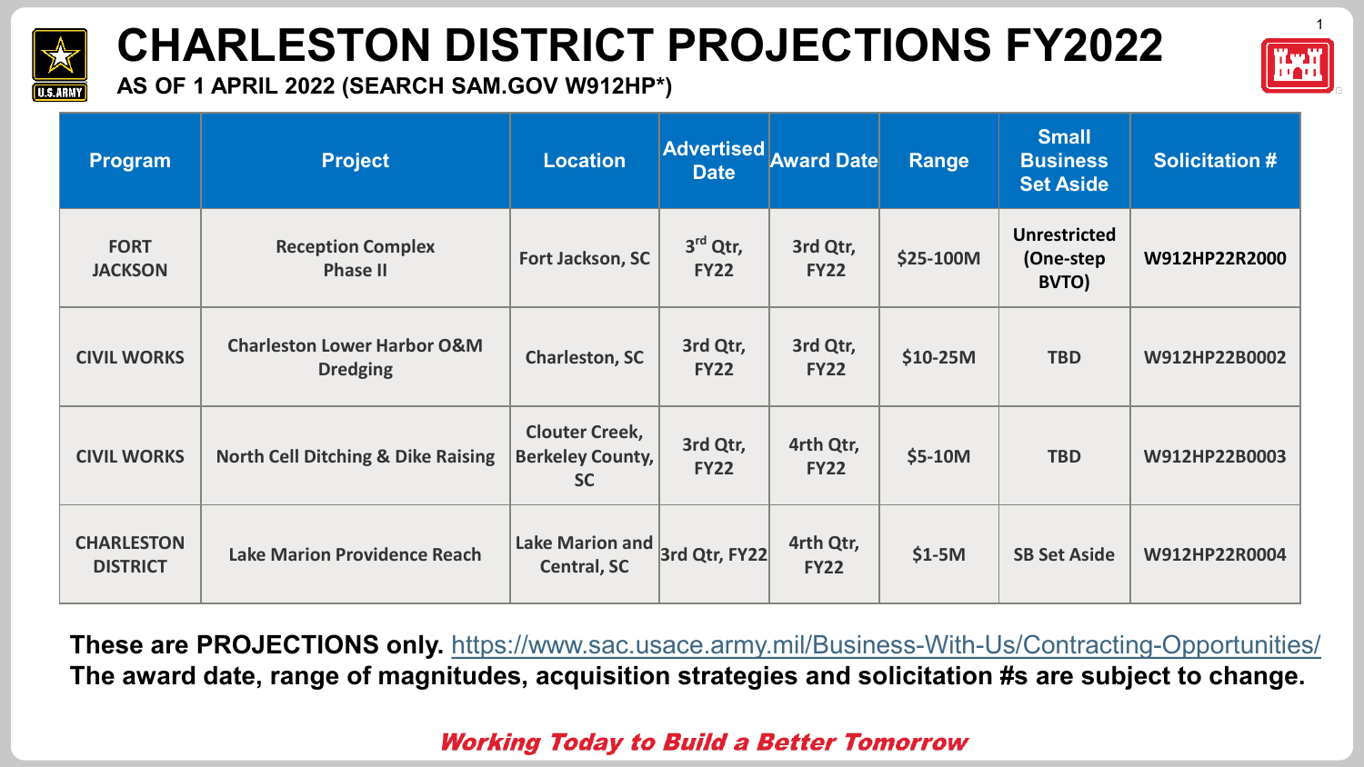# CHARLESTON DISTRICT PROJECTIONS FY2022

**AS OF 1 APRIL 2022 (SEARCH SAM.GOV W912HP*)**

| Program | Project | Location | Advertised Date | Award Date | Range | Small Business Set Aside | Solicitation # |
|---|---|---|---|---|---|---|---|
| FORT JACKSON | Reception Complex Phase II | Fort Jackson, SC | 3rd Qtr, FY22 | 3rd Qtr, FY22 | $25-100M | Unrestricted (One-step BVTO) | W912HP22R2000 |
| CIVIL WORKS | Charleston Lower Harbor O&M Dredging | Charleston, SC | 3rd Qtr, FY22 | 3rd Qtr, FY22 | $10-25M | TBD | W912HP22B0002 |
| CIVIL WORKS | North Cell Ditching & Dike Raising | Clouter Creek, Berkeley County, SC | 3rd Qtr, FY22 | 4rth Qtr, FY22 | $5-10M | TBD | W912HP22B0003 |
| CHARLESTON DISTRICT | Lake Marion Providence Reach | Lake Marion and Central, SC | 3rd Qtr, FY22 | 4rth Qtr, FY22 | $1-5M | SB Set Aside | W912HP22R0004 |

**These are PROJECTIONS only.** https://www.sac.usace.army.mil/Business-With-Us/Contracting-Opportunities/
**The award date, range of magnitudes, acquisition strategies and solicitation #s are subject to change.**

***Working Today to Build a Better Tomorrow***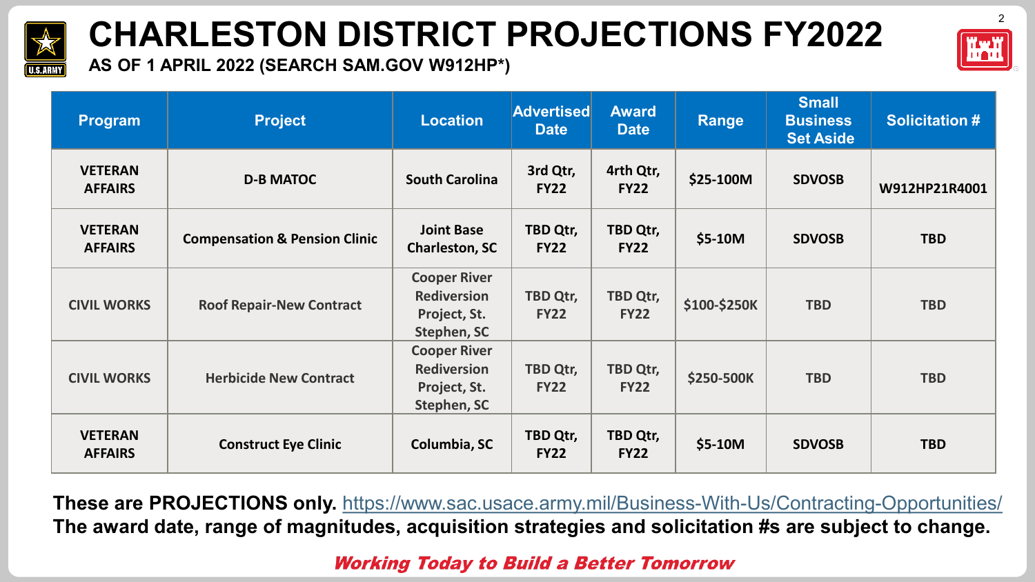# CHARLESTON DISTRICT PROJECTIONS FY2022

**AS OF 1 APRIL 2022 (SEARCH SAM.GOV W912HP*)**

| Program | Project | Location | Advertised Date | Award Date | Range | Small Business Set Aside | Solicitation # |
|---|---|---|---|---|---|---|---|
| VETERAN AFFAIRS | D-B MATOC | South Carolina | 3rd Qtr, FY22 | 4rth Qtr, FY22 | $25-100M | SDVOSB | W912HP21R4001 |
| VETERAN AFFAIRS | Compensation & Pension Clinic | Joint Base Charleston, SC | TBD Qtr, FY22 | TBD Qtr, FY22 | $5-10M | SDVOSB | TBD |
| CIVIL WORKS | Roof Repair-New Contract | Cooper River Rediversion Project, St. Stephen, SC | TBD Qtr, FY22 | TBD Qtr, FY22 | $100-$250K | TBD | TBD |
| CIVIL WORKS | Herbicide New Contract | Cooper River Rediversion Project, St. Stephen, SC | TBD Qtr, FY22 | TBD Qtr, FY22 | $250-500K | TBD | TBD |
| VETERAN AFFAIRS | Construct Eye Clinic | Columbia, SC | TBD Qtr, FY22 | TBD Qtr, FY22 | $5-10M | SDVOSB | TBD |

**These are PROJECTIONS only.** https://www.sac.usace.army.mil/Business-With-Us/Contracting-Opportunities/
**The award date, range of magnitudes, acquisition strategies and solicitation #s are subject to change.**

***Working Today to Build a Better Tomorrow***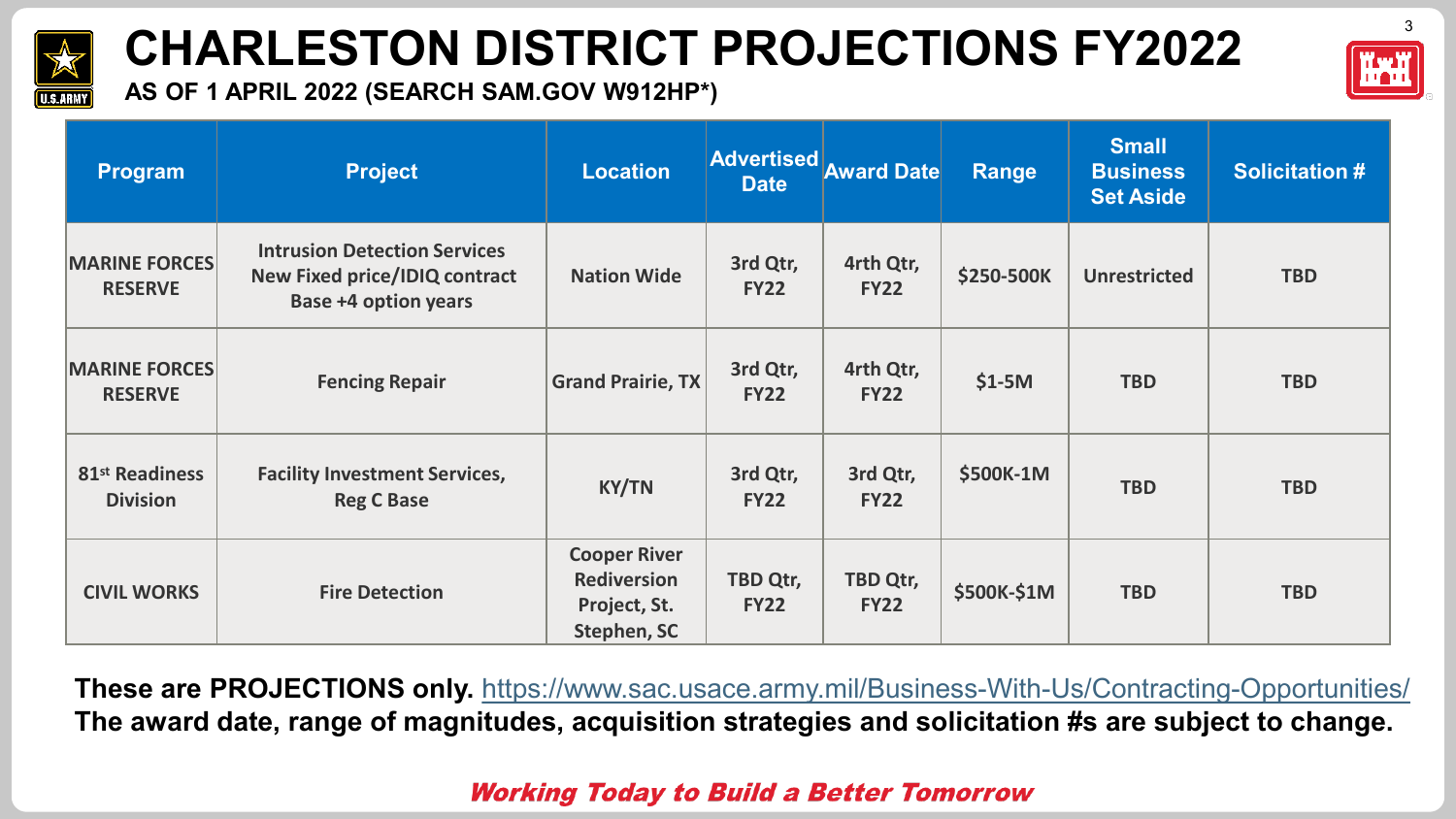# CHARLESTON DISTRICT PROJECTIONS FY2022

**AS OF 1 APRIL 2022 (SEARCH SAM.GOV W912HP*)**

| Program | Project | Location | Advertised Date | Award Date | Range | Small Business Set Aside | Solicitation # |
|---|---|---|---|---|---|---|---|
| MARINE FORCES RESERVE | Intrusion Detection Services New Fixed price/IDIQ contract Base +4 option years | Nation Wide | 3rd Qtr, FY22 | 4rth Qtr, FY22 | $250-500K | Unrestricted | TBD |
| MARINE FORCES RESERVE | Fencing Repair | Grand Prairie, TX | 3rd Qtr, FY22 | 4rth Qtr, FY22 | $1-5M | TBD | TBD |
| 81st Readiness Division | Facility Investment Services, Reg C Base | KY/TN | 3rd Qtr, FY22 | 3rd Qtr, FY22 | $500K-1M | TBD | TBD |
| CIVIL WORKS | Fire Detection | Cooper River Rediversion Project, St. Stephen, SC | TBD Qtr, FY22 | TBD Qtr, FY22 | $500K-$1M | TBD | TBD |

**These are PROJECTIONS only.** https://www.sac.usace.army.mil/Business-With-Us/Contracting-Opportunities/
**The award date, range of magnitudes, acquisition strategies and solicitation #s are subject to change.**

***Working Today to Build a Better Tomorrow***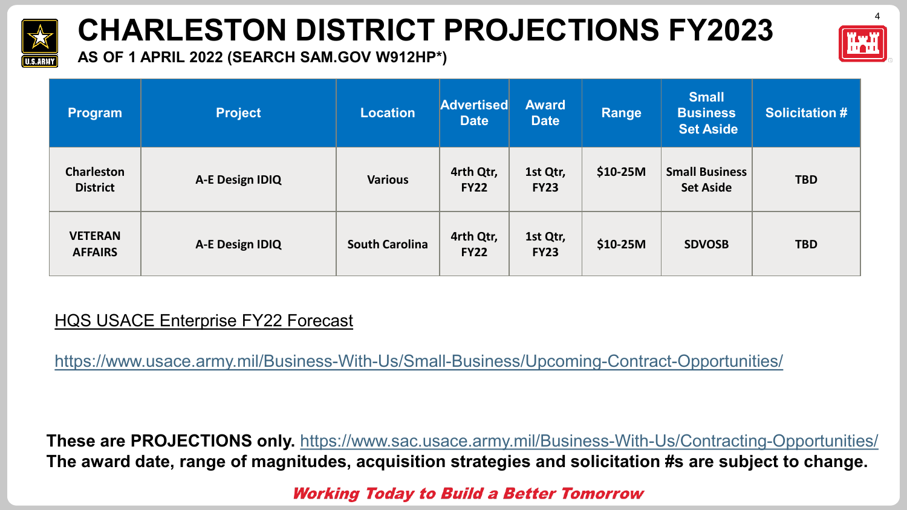# CHARLESTON DISTRICT PROJECTIONS FY2023

**AS OF 1 APRIL 2022 (SEARCH SAM.GOV W912HP*)**

| Program | Project | Location | Advertised Date | Award Date | Range | Small Business Set Aside | Solicitation # |
|---|---|---|---|---|---|---|---|
| Charleston District | A-E Design IDIQ | Various | 4rth Qtr, FY22 | 1st Qtr, FY23 | $10-25M | Small Business Set Aside | TBD |
| VETERAN AFFAIRS | A-E Design IDIQ | South Carolina | 4rth Qtr, FY22 | 1st Qtr, FY23 | $10-25M | SDVOSB | TBD |

HQS USACE Enterprise FY22 Forecast

https://www.usace.army.mil/Business-With-Us/Small-Business/Upcoming-Contract-Opportunities/

**These are PROJECTIONS only.** https://www.sac.usace.army.mil/Business-With-Us/Contracting-Opportunities/
**The award date, range of magnitudes, acquisition strategies and solicitation #s are subject to change.**

***Working Today to Build a Better Tomorrow***